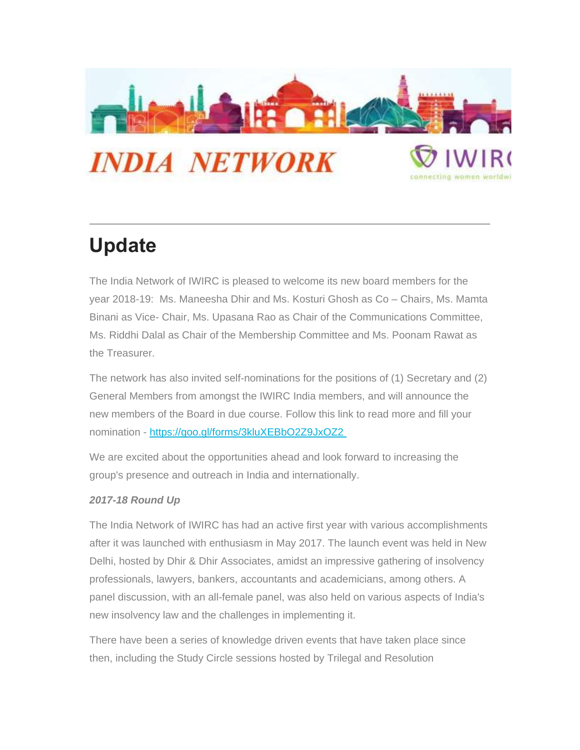# INDIA NETWORK

IWIRC connecting women worldwide

## Update

The India Network of IWIRC is pleased to welcome its new board members for the year 2018-19: Ms. Maneesha Dhir and Ms. Kosturi Ghosh as Co – Chairs, Ms. Mamta Binani as Vice- Chair, Ms. Upasana Rao as Chair of the Communications Committee, Ms. Riddhi Dalal as Chair of the Membership Committee and Ms. Poonam Rawat as the Treasurer.

The network has also invited self-nominations for the positions of (1) Secretary and (2) General Members from amongst the IWIRC India members, and will announce the new members of the Board in due course. Follow this link to read more and fill your nomination - https://goo.gl/forms/3kluXEBbO2Z9JxOZ2

We are excited about the opportunities ahead and look forward to increasing the group's presence and outreach in India and internationally.

***2017-18 Round Up***

The India Network of IWIRC has had an active first year with various accomplishments after it was launched with enthusiasm in May 2017. The launch event was held in New Delhi, hosted by Dhir & Dhir Associates, amidst an impressive gathering of insolvency professionals, lawyers, bankers, accountants and academicians, among others. A panel discussion, with an all-female panel, was also held on various aspects of India's new insolvency law and the challenges in implementing it.

There have been a series of knowledge driven events that have taken place since then, including the Study Circle sessions hosted by Trilegal and Resolution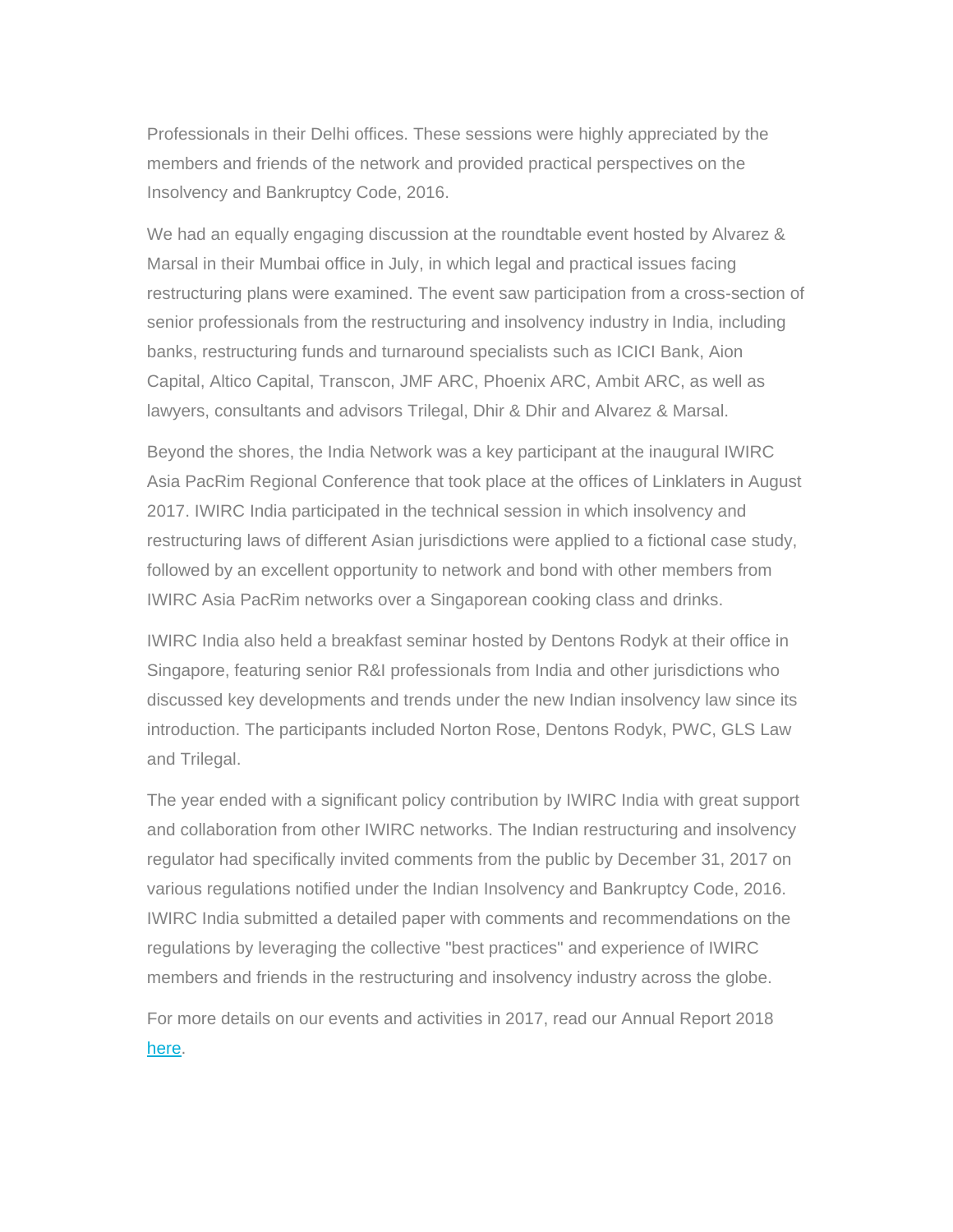Professionals in their Delhi offices. These sessions were highly appreciated by the members and friends of the network and provided practical perspectives on the Insolvency and Bankruptcy Code, 2016.

We had an equally engaging discussion at the roundtable event hosted by Alvarez & Marsal in their Mumbai office in July, in which legal and practical issues facing restructuring plans were examined. The event saw participation from a cross-section of senior professionals from the restructuring and insolvency industry in India, including banks, restructuring funds and turnaround specialists such as ICICI Bank, Aion Capital, Altico Capital, Transcon, JMF ARC, Phoenix ARC, Ambit ARC, as well as lawyers, consultants and advisors Trilegal, Dhir & Dhir and Alvarez & Marsal.

Beyond the shores, the India Network was a key participant at the inaugural IWIRC Asia PacRim Regional Conference that took place at the offices of Linklaters in August 2017. IWIRC India participated in the technical session in which insolvency and restructuring laws of different Asian jurisdictions were applied to a fictional case study, followed by an excellent opportunity to network and bond with other members from IWIRC Asia PacRim networks over a Singaporean cooking class and drinks.

IWIRC India also held a breakfast seminar hosted by Dentons Rodyk at their office in Singapore, featuring senior R&I professionals from India and other jurisdictions who discussed key developments and trends under the new Indian insolvency law since its introduction. The participants included Norton Rose, Dentons Rodyk, PWC, GLS Law and Trilegal.

The year ended with a significant policy contribution by IWIRC India with great support and collaboration from other IWIRC networks. The Indian restructuring and insolvency regulator had specifically invited comments from the public by December 31, 2017 on various regulations notified under the Indian Insolvency and Bankruptcy Code, 2016. IWIRC India submitted a detailed paper with comments and recommendations on the regulations by leveraging the collective "best practices" and experience of IWIRC members and friends in the restructuring and insolvency industry across the globe.

For more details on our events and activities in 2017, read our Annual Report 2018 here.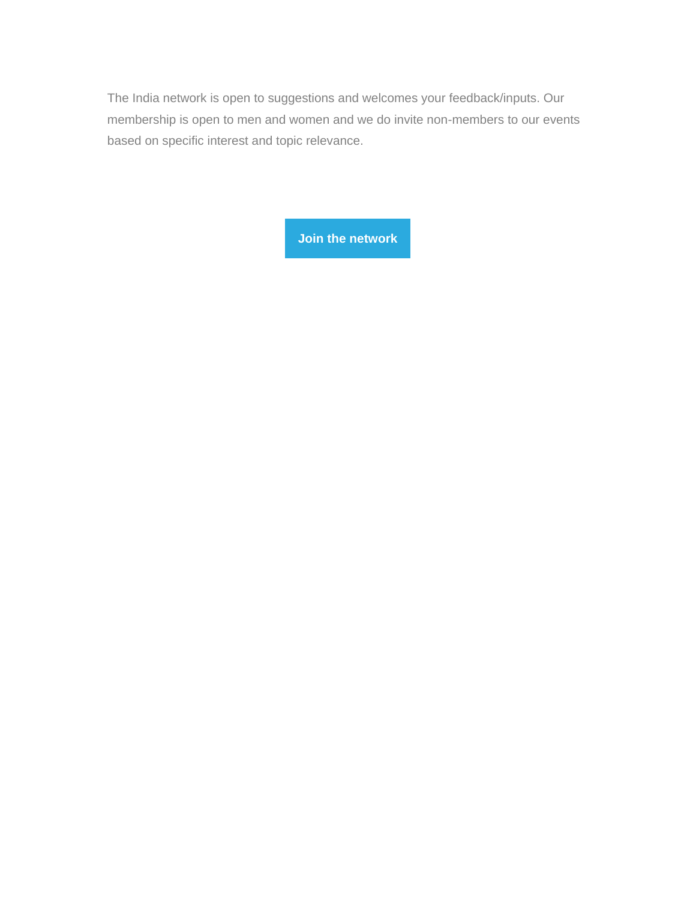The India network is open to suggestions and welcomes your feedback/inputs. Our membership is open to men and women and we do invite non-members to our events based on specific interest and topic relevance.

**Join the network**